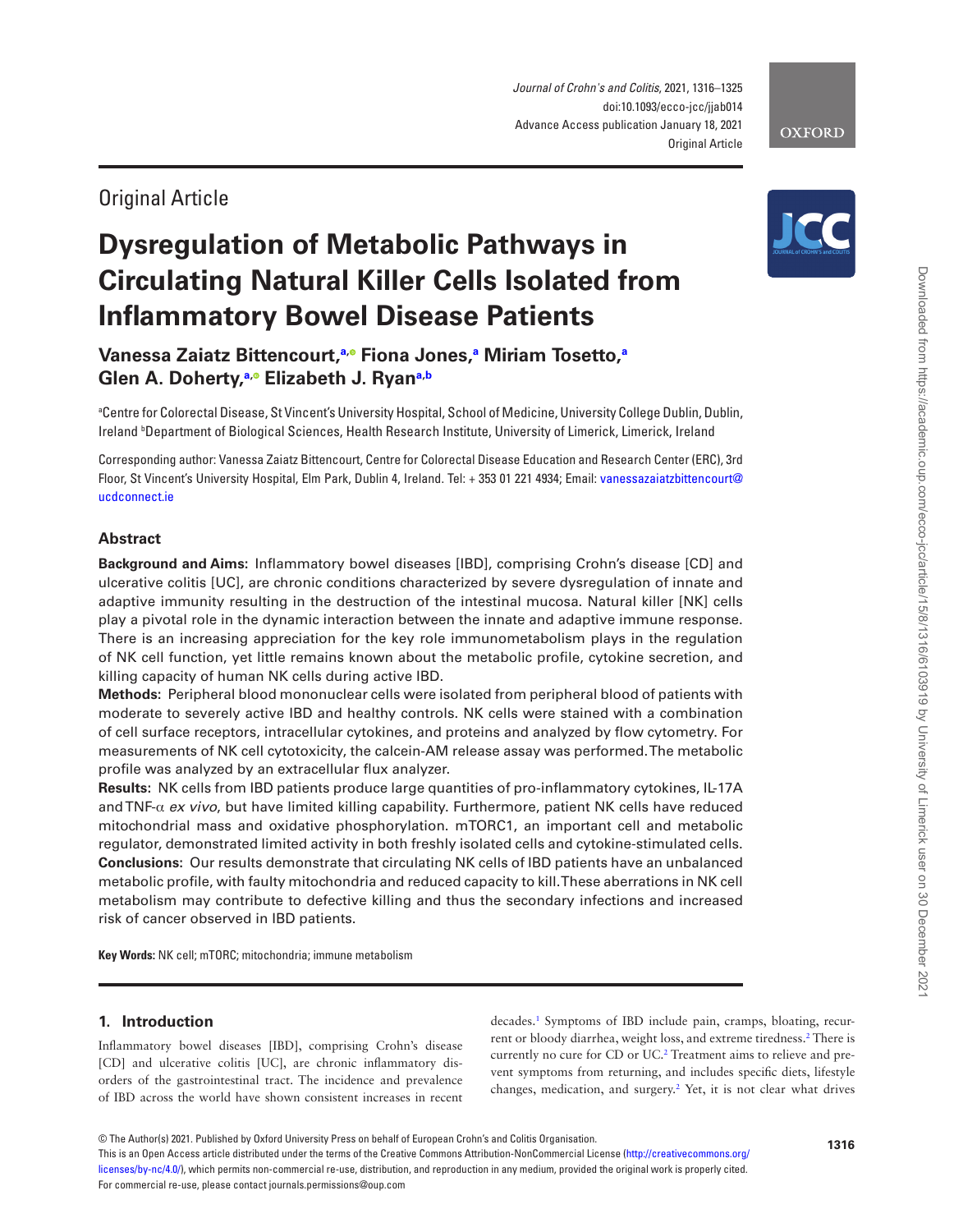Original Article

# Dysregulation of Metabolic Pathways in Circulating Natural Killer Cells Isolated from Inflammatory Bowel Disease Patients

**Vanessa Zaiatz Bittencourt,[a] Fiona Jones,[a] Miriam Tosetto,[a] Glen A. Doherty,[a] Elizabeth J. Ryan[a,b]**

[a]Centre for Colorectal Disease, St Vincent's University Hospital, School of Medicine, University College Dublin, Dublin, Ireland [b]Department of Biological Sciences, Health Research Institute, University of Limerick, Limerick, Ireland

Corresponding author: Vanessa Zaiatz Bittencourt, Centre for Colorectal Disease Education and Research Center (ERC), 3rd Floor, St Vincent's University Hospital, Elm Park, Dublin 4, Ireland. Tel: + 353 01 221 4934; Email: vanessazaiatzbittencourt@ucdconnect.ie

## Abstract

**Background and Aims:** Inflammatory bowel diseases [IBD], comprising Crohn's disease [CD] and ulcerative colitis [UC], are chronic conditions characterized by severe dysregulation of innate and adaptive immunity resulting in the destruction of the intestinal mucosa. Natural killer [NK] cells play a pivotal role in the dynamic interaction between the innate and adaptive immune response. There is an increasing appreciation for the key role immunometabolism plays in the regulation of NK cell function, yet little remains known about the metabolic profile, cytokine secretion, and killing capacity of human NK cells during active IBD.

**Methods:** Peripheral blood mononuclear cells were isolated from peripheral blood of patients with moderate to severely active IBD and healthy controls. NK cells were stained with a combination of cell surface receptors, intracellular cytokines, and proteins and analyzed by flow cytometry. For measurements of NK cell cytotoxicity, the calcein-AM release assay was performed. The metabolic profile was analyzed by an extracellular flux analyzer.

**Results:** NK cells from IBD patients produce large quantities of pro-inflammatory cytokines, IL-17A and TNF-α *ex vivo*, but have limited killing capability. Furthermore, patient NK cells have reduced mitochondrial mass and oxidative phosphorylation. mTORC1, an important cell and metabolic regulator, demonstrated limited activity in both freshly isolated cells and cytokine-stimulated cells.

**Conclusions:** Our results demonstrate that circulating NK cells of IBD patients have an unbalanced metabolic profile, with faulty mitochondria and reduced capacity to kill. These aberrations in NK cell metabolism may contribute to defective killing and thus the secondary infections and increased risk of cancer observed in IBD patients.

**Key Words:** NK cell; mTORC; mitochondria; immune metabolism

## 1. Introduction

Inflammatory bowel diseases [IBD], comprising Crohn's disease [CD] and ulcerative colitis [UC], are chronic inflammatory disorders of the gastrointestinal tract. The incidence and prevalence of IBD across the world have shown consistent increases in recent decades.[1] Symptoms of IBD include pain, cramps, bloating, recurrent or bloody diarrhea, weight loss, and extreme tiredness.[2] There is currently no cure for CD or UC.[2] Treatment aims to relieve and prevent symptoms from returning, and includes specific diets, lifestyle changes, medication, and surgery.[2] Yet, it is not clear what drives

© The Author(s) 2021. Published by Oxford University Press on behalf of European Crohn's and Colitis Organisation.
This is an Open Access article distributed under the terms of the Creative Commons Attribution-NonCommercial License (http://creativecommons.org/licenses/by-nc/4.0/), which permits non-commercial re-use, distribution, and reproduction in any medium, provided the original work is properly cited. For commercial re-use, please contact journals.permissions@oup.com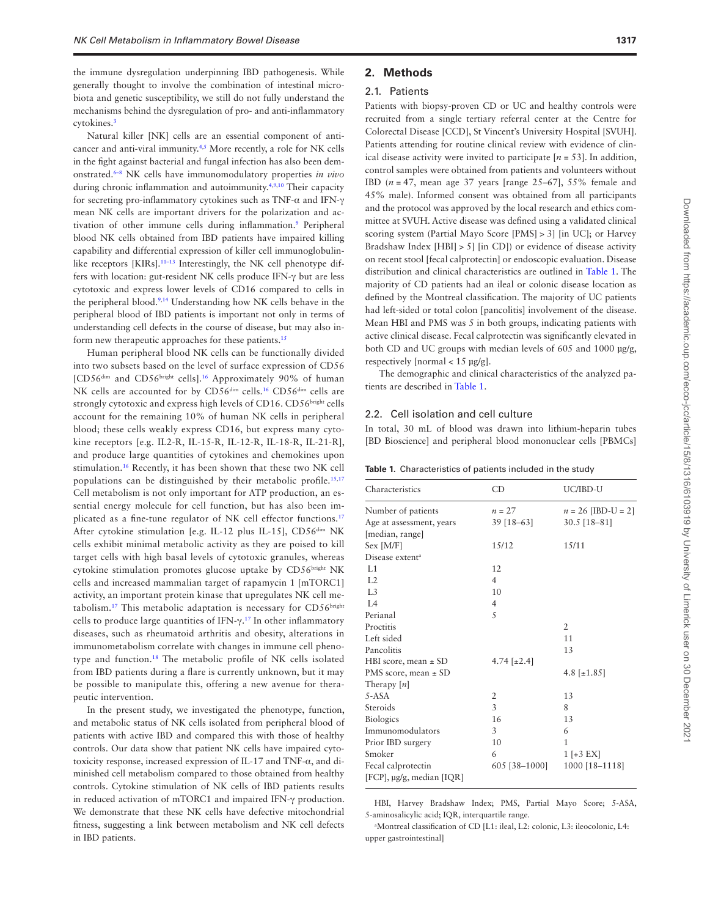the immune dysregulation underpinning IBD pathogenesis. While generally thought to involve the combination of intestinal microbiota and genetic susceptibility, we still do not fully understand the mechanisms behind the dysregulation of pro- and anti-inflammatory cytokines.[3]

Natural killer [NK] cells are an essential component of anti-cancer and anti-viral immunity.[4,5] More recently, a role for NK cells in the fight against bacterial and fungal infection has also been demonstrated.[6–8] NK cells have immunomodulatory properties *in vivo* during chronic inflammation and autoimmunity.[4,9,10] Their capacity for secreting pro-inflammatory cytokines such as TNF-α and IFN-γ mean NK cells are important drivers for the polarization and activation of other immune cells during inflammation.[9] Peripheral blood NK cells obtained from IBD patients have impaired killing capability and differential expression of killer cell immunoglobulin-like receptors [KIRs].[11–13] Interestingly, the NK cell phenotype differs with location: gut-resident NK cells produce IFN-γ but are less cytotoxic and express lower levels of CD16 compared to cells in the peripheral blood.[9,14] Understanding how NK cells behave in the peripheral blood of IBD patients is important not only in terms of understanding cell defects in the course of disease, but may also inform new therapeutic approaches for these patients.[15]

Human peripheral blood NK cells can be functionally divided into two subsets based on the level of surface expression of CD56 [CD56$^{dim}$ and CD56$^{bright}$ cells].[16] Approximately 90% of human NK cells are accounted for by CD56$^{dim}$ cells.[16] CD56$^{dim}$ cells are strongly cytotoxic and express high levels of CD16. CD56$^{bright}$ cells account for the remaining 10% of human NK cells in peripheral blood; these cells weakly express CD16, but express many cytokine receptors [e.g. IL2-R, IL-15-R, IL-12-R, IL-18-R, IL-21-R], and produce large quantities of cytokines and chemokines upon stimulation.[16] Recently, it has been shown that these two NK cell populations can be distinguished by their metabolic profile.[15,17] Cell metabolism is not only important for ATP production, an essential energy molecule for cell function, but has also been implicated as a fine-tune regulator of NK cell effector functions.[17] After cytokine stimulation [e.g. IL-12 plus IL-15], CD56$^{dim}$ NK cells exhibit minimal metabolic activity as they are poised to kill target cells with high basal levels of cytotoxic granules, whereas cytokine stimulation promotes glucose uptake by CD56$^{bright}$ NK cells and increased mammalian target of rapamycin 1 [mTORC1] activity, an important protein kinase that upregulates NK cell metabolism.[17] This metabolic adaptation is necessary for CD56$^{bright}$ cells to produce large quantities of IFN-γ.[17] In other inflammatory diseases, such as rheumatoid arthritis and obesity, alterations in immunometabolism correlate with changes in immune cell phenotype and function.[18] The metabolic profile of NK cells isolated from IBD patients during a flare is currently unknown, but it may be possible to manipulate this, offering a new avenue for therapeutic intervention.

In the present study, we investigated the phenotype, function, and metabolic status of NK cells isolated from peripheral blood of patients with active IBD and compared this with those of healthy controls. Our data show that patient NK cells have impaired cytotoxicity response, increased expression of IL-17 and TNF-α, and diminished cell metabolism compared to those obtained from healthy controls. Cytokine stimulation of NK cells of IBD patients results in reduced activation of mTORC1 and impaired IFN-γ production. We demonstrate that these NK cells have defective mitochondrial fitness, suggesting a link between metabolism and NK cell defects in IBD patients.

## 2. Methods

### 2.1. Patients

Patients with biopsy-proven CD or UC and healthy controls were recruited from a single tertiary referral center at the Centre for Colorectal Disease [CCD], St Vincent's University Hospital [SVUH]. Patients attending for routine clinical review with evidence of clinical disease activity were invited to participate [$n = 53$]. In addition, control samples were obtained from patients and volunteers without IBD ($n = 47$, mean age 37 years [range 25–67], 55% female and 45% male). Informed consent was obtained from all participants and the protocol was approved by the local research and ethics committee at SVUH. Active disease was defined using a validated clinical scoring system (Partial Mayo Score [PMS] > 3] [in UC]; or Harvey Bradshaw Index [HBI] > 5] [in CD]) or evidence of disease activity on recent stool [fecal calprotectin] or endoscopic evaluation. Disease distribution and clinical characteristics are outlined in Table 1. The majority of CD patients had an ileal or colonic disease location as defined by the Montreal classification. The majority of UC patients had left-sided or total colon [pancolitis] involvement of the disease. Mean HBI and PMS was 5 in both groups, indicating patients with active clinical disease. Fecal calprotectin was significantly elevated in both CD and UC groups with median levels of 605 and 1000 µg/g, respectively [normal < 15 µg/g].

The demographic and clinical characteristics of the analyzed patients are described in Table 1.

### 2.2. Cell isolation and cell culture

In total, 30 mL of blood was drawn into lithium-heparin tubes [BD Bioscience] and peripheral blood mononuclear cells [PBMCs]

**Table 1.** Characteristics of patients included in the study

| Characteristics | CD | UC/IBD-U |
|---|---|---|
| Number of patients | $n = 27$ | $n = 26$ [IBD-U = 2] |
| Age at assessment, years [median, range] | 39 [18–63] | 30.5 [18–81] |
| Sex [M/F] | 15/12 | 15/11 |
| Disease extent[a] | | |
| L1 | 12 | |
| L2 | 4 | |
| L3 | 10 | |
| L4 | 4 | |
| Perianal | 5 | |
| Proctitis | | 2 |
| Left sided | | 11 |
| Pancolitis | | 13 |
| HBI score, mean ± SD | 4.74 [±2.4] | |
| PMS score, mean ± SD | | 4.8 [±1.85] |
| Therapy [n] | | |
| 5-ASA | 2 | 13 |
| Steroids | 3 | 8 |
| Biologics | 16 | 13 |
| Immunomodulators | 3 | 6 |
| Prior IBD surgery | 10 | 1 |
| Smoker | 6 | 1 [+3 EX] |
| Fecal calprotectin [FCP], µg/g, median [IQR] | 605 [38–1000] | 1000 [18–1118] |

HBI, Harvey Bradshaw Index; PMS, Partial Mayo Score; 5-ASA, 5-aminosalicylic acid; IQR, interquartile range.

[a]Montreal classification of CD [L1: ileal, L2: colonic, L3: ileocolonic, L4: upper gastrointestinal]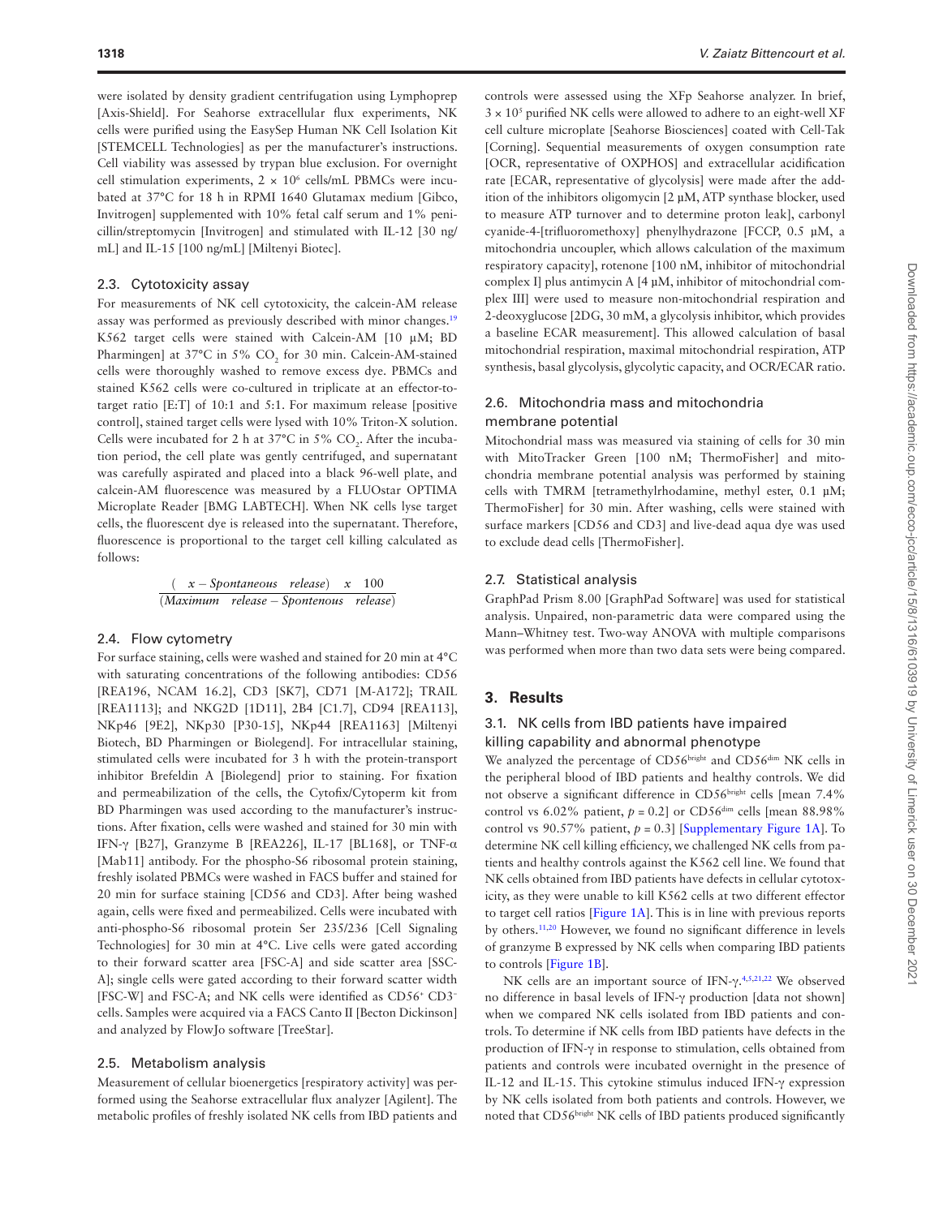were isolated by density gradient centrifugation using Lymphoprep [Axis-Shield]. For Seahorse extracellular flux experiments, NK cells were purified using the EasySep Human NK Cell Isolation Kit [STEMCELL Technologies] as per the manufacturer's instructions. Cell viability was assessed by trypan blue exclusion. For overnight cell stimulation experiments, $2 \times 10^6$ cells/mL PBMCs were incubated at 37°C for 18 h in RPMI 1640 Glutamax medium [Gibco, Invitrogen] supplemented with 10% fetal calf serum and 1% penicillin/streptomycin [Invitrogen] and stimulated with IL-12 [30 ng/mL] and IL-15 [100 ng/mL] [Miltenyi Biotec].

### 2.3. Cytotoxicity assay

For measurements of NK cell cytotoxicity, the calcein-AM release assay was performed as previously described with minor changes.[19] K562 target cells were stained with Calcein-AM [10 µM; BD Pharmingen] at 37°C in 5% $CO_2$ for 30 min. Calcein-AM-stained cells were thoroughly washed to remove excess dye. PBMCs and stained K562 cells were co-cultured in triplicate at an effector-to-target ratio [E:T] of 10:1 and 5:1. For maximum release [positive control], stained target cells were lysed with 10% Triton-X solution. Cells were incubated for 2 h at 37°C in 5% $CO_2$. After the incubation period, the cell plate was gently centrifuged, and supernatant was carefully aspirated and placed into a black 96-well plate, and calcein-AM fluorescence was measured by a FLUOstar OPTIMA Microplate Reader [BMG LABTECH]. When NK cells lyse target cells, the fluorescent dye is released into the supernatant. Therefore, fluorescence is proportional to the target cell killing calculated as follows:

$$\frac{(\quad x - Spontaneous \quad release) \quad x \quad 100}{(Maximum \quad release - Spontenous \quad release)}$$

### 2.4. Flow cytometry

For surface staining, cells were washed and stained for 20 min at 4°C with saturating concentrations of the following antibodies: CD56 [REA196, NCAM 16.2], CD3 [SK7], CD71 [M-A172]; TRAIL [REA1113]; and NKG2D [1D11], 2B4 [C1.7], CD94 [REA113], NKp46 [9E2], NKp30 [P30-15], NKp44 [REA1163] [Miltenyi Biotech, BD Pharmingen or Biolegend]. For intracellular staining, stimulated cells were incubated for 3 h with the protein-transport inhibitor Brefeldin A [Biolegend] prior to staining. For fixation and permeabilization of the cells, the Cytofix/Cytoperm kit from BD Pharmingen was used according to the manufacturer's instructions. After fixation, cells were washed and stained for 30 min with IFN-γ [B27], Granzyme B [REA226], IL-17 [BL168], or TNF-α [Mab11] antibody. For the phospho-S6 ribosomal protein staining, freshly isolated PBMCs were washed in FACS buffer and stained for 20 min for surface staining [CD56 and CD3]. After being washed again, cells were fixed and permeabilized. Cells were incubated with anti-phospho-S6 ribosomal protein Ser 235/236 [Cell Signaling Technologies] for 30 min at 4°C. Live cells were gated according to their forward scatter area [FSC-A] and side scatter area [SSC-A]; single cells were gated according to their forward scatter width [FSC-W] and FSC-A; and NK cells were identified as $CD56^+$ $CD3^-$ cells. Samples were acquired via a FACS Canto II [Becton Dickinson] and analyzed by FlowJo software [TreeStar].

### 2.5. Metabolism analysis

Measurement of cellular bioenergetics [respiratory activity] was performed using the Seahorse extracellular flux analyzer [Agilent]. The metabolic profiles of freshly isolated NK cells from IBD patients and controls were assessed using the XFp Seahorse analyzer. In brief, $3 \times 10^5$ purified NK cells were allowed to adhere to an eight-well XF cell culture microplate [Seahorse Biosciences] coated with Cell-Tak [Corning]. Sequential measurements of oxygen consumption rate [OCR, representative of OXPHOS] and extracellular acidification rate [ECAR, representative of glycolysis] were made after the addition of the inhibitors oligomycin [2 µM, ATP synthase blocker, used to measure ATP turnover and to determine proton leak], carbonyl cyanide-4-[trifluoromethoxy] phenylhydrazone [FCCP, 0.5 µM, a mitochondria uncoupler, which allows calculation of the maximum respiratory capacity], rotenone [100 nM, inhibitor of mitochondrial complex I] plus antimycin A [4 µM, inhibitor of mitochondrial complex III] were used to measure non-mitochondrial respiration and 2-deoxyglucose [2DG, 30 mM, a glycolysis inhibitor, which provides a baseline ECAR measurement]. This allowed calculation of basal mitochondrial respiration, maximal mitochondrial respiration, ATP synthesis, basal glycolysis, glycolytic capacity, and OCR/ECAR ratio.

### 2.6. Mitochondria mass and mitochondria membrane potential

Mitochondrial mass was measured via staining of cells for 30 min with MitoTracker Green [100 nM; ThermoFisher] and mitochondria membrane potential analysis was performed by staining cells with TMRM [tetramethylrhodamine, methyl ester, 0.1 µM; ThermoFisher] for 30 min. After washing, cells were stained with surface markers [CD56 and CD3] and live-dead aqua dye was used to exclude dead cells [ThermoFisher].

### 2.7. Statistical analysis

GraphPad Prism 8.00 [GraphPad Software] was used for statistical analysis. Unpaired, non-parametric data were compared using the Mann–Whitney test. Two-way ANOVA with multiple comparisons was performed when more than two data sets were being compared.

## 3. Results

### 3.1. NK cells from IBD patients have impaired killing capability and abnormal phenotype

We analyzed the percentage of $CD56^{bright}$ and $CD56^{dim}$ NK cells in the peripheral blood of IBD patients and healthy controls. We did not observe a significant difference in $CD56^{bright}$ cells [mean 7.4% control vs 6.02% patient, $p = 0.2$] or $CD56^{dim}$ cells [mean 88.98% control vs 90.57% patient, $p = 0.3$] [Supplementary Figure 1A]. To determine NK cell killing efficiency, we challenged NK cells from patients and healthy controls against the K562 cell line. We found that NK cells obtained from IBD patients have defects in cellular cytotoxicity, as they were unable to kill K562 cells at two different effector to target cell ratios [Figure 1A]. This is in line with previous reports by others.[11,20] However, we found no significant difference in levels of granzyme B expressed by NK cells when comparing IBD patients to controls [Figure 1B].

NK cells are an important source of IFN-γ.[4,5,21,22] We observed no difference in basal levels of IFN-γ production [data not shown] when we compared NK cells isolated from IBD patients and controls. To determine if NK cells from IBD patients have defects in the production of IFN-γ in response to stimulation, cells obtained from patients and controls were incubated overnight in the presence of IL-12 and IL-15. This cytokine stimulus induced IFN-γ expression by NK cells isolated from both patients and controls. However, we noted that $CD56^{bright}$ NK cells of IBD patients produced significantly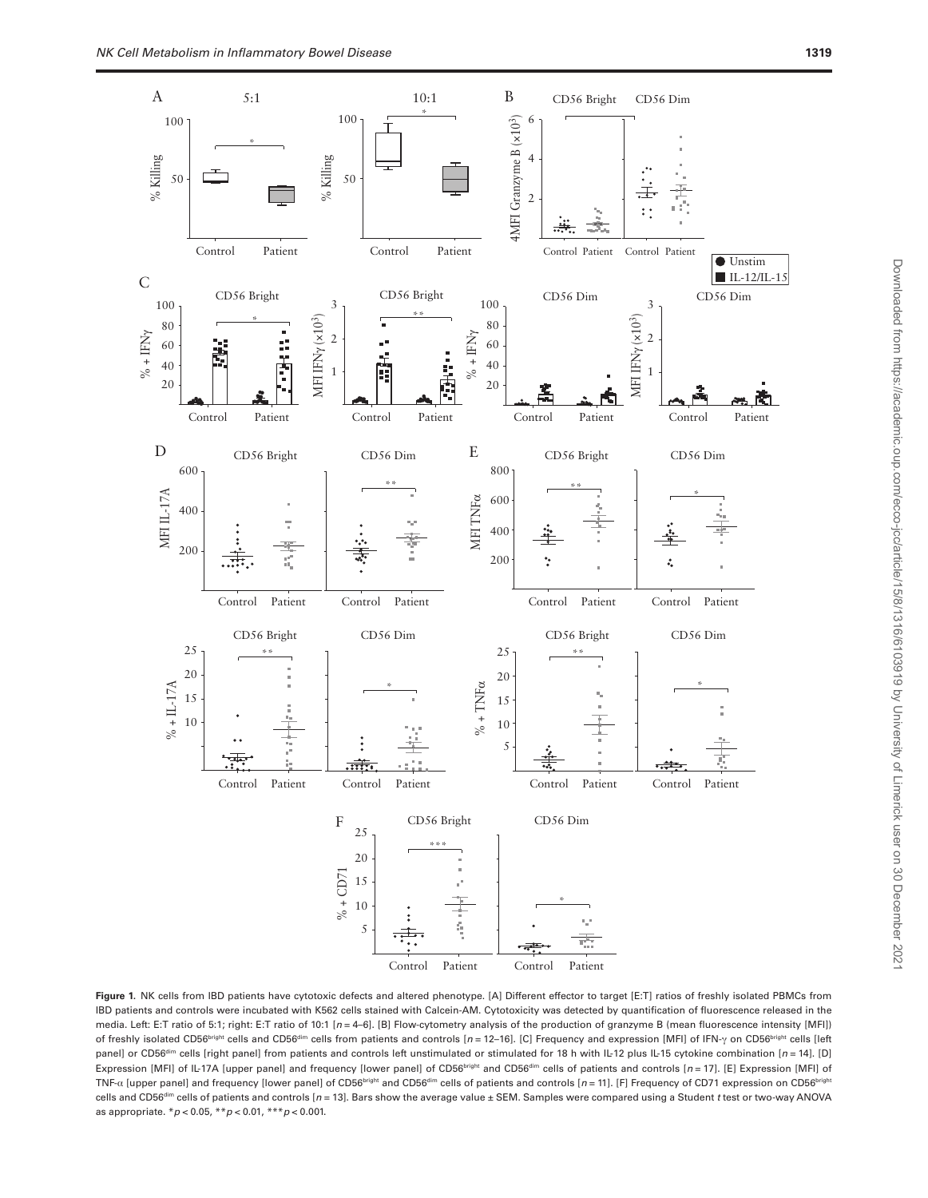**Figure 1.** NK cells from IBD patients have cytotoxic defects and altered phenotype. [A] Different effector to target [E:T] ratios of freshly isolated PBMCs from IBD patients and controls were incubated with K562 cells stained with Calcein-AM. Cytotoxicity was detected by quantification of fluorescence released in the media. Left: E:T ratio of 5:1; right: E:T ratio of 10:1 [$n$ = 4–6]. [B] Flow-cytometry analysis of the production of granzyme B (mean fluorescence intensity [MFI]) of freshly isolated CD56[bright] cells and CD56[dim] cells from patients and controls [$n$ = 12–16]. [C] Frequency and expression [MFI] of IFN-γ on CD56[bright] cells [left panel] or CD56[dim] cells [right panel] from patients and controls left unstimulated or stimulated for 18 h with IL-12 plus IL-15 cytokine combination [$n$ = 14]. [D] Expression [MFI] of IL-17A [upper panel] and frequency [lower panel] of CD56[bright] and CD56[dim] cells of patients and controls [$n$ = 17]. [E] Expression [MFI] of TNF-α [upper panel] and frequency [lower panel] of CD56[bright] and CD56[dim] cells of patients and controls [$n$ = 11]. [F] Frequency of CD71 expression on CD56[bright] cells and CD56[dim] cells of patients and controls [$n$ = 13]. Bars show the average value ± SEM. Samples were compared using a Student $t$ test or two-way ANOVA as appropriate. *$p < 0.05$, **$p < 0.01$, ***$p < 0.001$.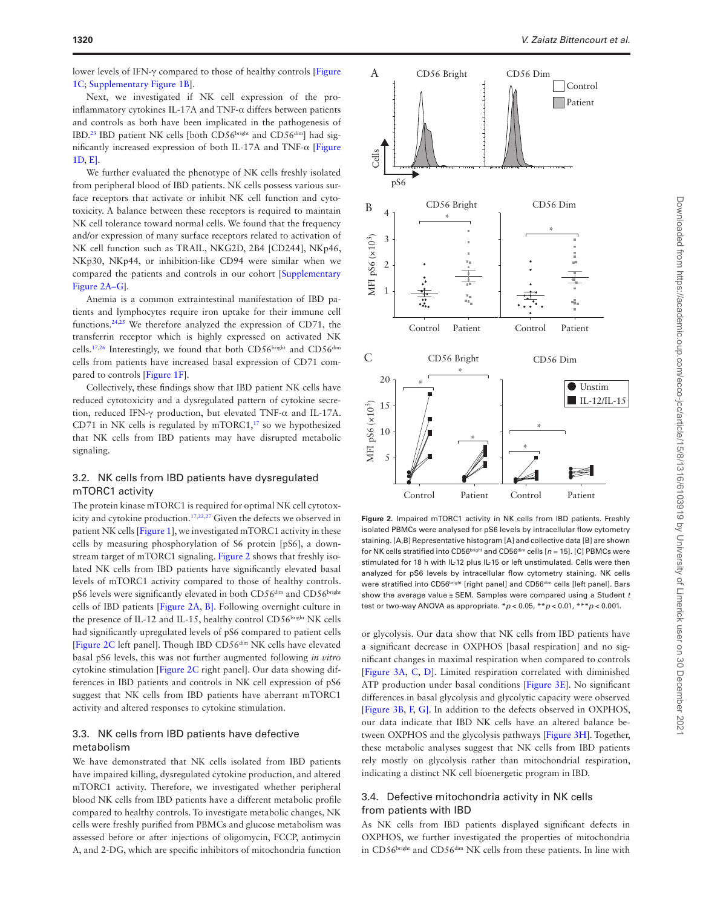lower levels of IFN-γ compared to those of healthy controls [Figure 1C; Supplementary Figure 1B].

Next, we investigated if NK cell expression of the pro-inflammatory cytokines IL-17A and TNF-α differs between patients and controls as both have been implicated in the pathogenesis of IBD.[23] IBD patient NK cells [both CD56$^{bright}$ and CD56$^{dim}$] had significantly increased expression of both IL-17A and TNF-α [Figure 1D, E].

We further evaluated the phenotype of NK cells freshly isolated from peripheral blood of IBD patients. NK cells possess various surface receptors that activate or inhibit NK cell function and cytotoxicity. A balance between these receptors is required to maintain NK cell tolerance toward normal cells. We found that the frequency and/or expression of many surface receptors related to activation of NK cell function such as TRAIL, NKG2D, 2B4 [CD244], NKp46, NKp30, NKp44, or inhibition-like CD94 were similar when we compared the patients and controls in our cohort [Supplementary Figure 2A–G].

Anemia is a common extraintestinal manifestation of IBD patients and lymphocytes require iron uptake for their immune cell functions.[24,25] We therefore analyzed the expression of CD71, the transferrin receptor which is highly expressed on activated NK cells.[17,26] Interestingly, we found that both CD56$^{bright}$ and CD56$^{dim}$ cells from patients have increased basal expression of CD71 compared to controls [Figure 1F].

Collectively, these findings show that IBD patient NK cells have reduced cytotoxicity and a dysregulated pattern of cytokine secretion, reduced IFN-γ production, but elevated TNF-α and IL-17A. CD71 in NK cells is regulated by mTORC1,[17] so we hypothesized that NK cells from IBD patients may have disrupted metabolic signaling.

### 3.2. NK cells from IBD patients have dysregulated mTORC1 activity

The protein kinase mTORC1 is required for optimal NK cell cytotoxicity and cytokine production.[17,22,27] Given the defects we observed in patient NK cells [Figure 1], we investigated mTORC1 activity in these cells by measuring phosphorylation of S6 protein [pS6], a downstream target of mTORC1 signaling. Figure 2 shows that freshly isolated NK cells from IBD patients have significantly elevated basal levels of mTORC1 activity compared to those of healthy controls. pS6 levels were significantly elevated in both CD56$^{dim}$ and CD56$^{bright}$ cells of IBD patients [Figure 2A, B]. Following overnight culture in the presence of IL-12 and IL-15, healthy control CD56$^{bright}$ NK cells had significantly upregulated levels of pS6 compared to patient cells [Figure 2C left panel]. Though IBD CD56$^{dim}$ NK cells have elevated basal pS6 levels, this was not further augmented following *in vitro* cytokine stimulation [Figure 2C right panel]. Our data showing differences in IBD patients and controls in NK cell expression of pS6 suggest that NK cells from IBD patients have aberrant mTORC1 activity and altered responses to cytokine stimulation.

### 3.3. NK cells from IBD patients have defective metabolism

We have demonstrated that NK cells isolated from IBD patients have impaired killing, dysregulated cytokine production, and altered mTORC1 activity. Therefore, we investigated whether peripheral blood NK cells from IBD patients have a different metabolic profile compared to healthy controls. To investigate metabolic changes, NK cells were freshly purified from PBMCs and glucose metabolism was assessed before or after injections of oligomycin, FCCP, antimycin A, and 2-DG, which are specific inhibitors of mitochondria function

**Figure 2.** Impaired mTORC1 activity in NK cells from IBD patients. Freshly isolated PBMCs were analysed for pS6 levels by intracellular flow cytometry staining. [A,B] Representative histogram [A] and collective data [B] are shown for NK cells stratified into CD56$^{bright}$ and CD56$^{dim}$ cells [$n = 15$]. [C] PBMCs were stimulated for 18 h with IL-12 plus IL-15 or left unstimulated. Cells were then analyzed for pS6 levels by intracellular flow cytometry staining. NK cells were stratified into CD56$^{bright}$ [right panel] and CD56$^{dim}$ cells [left panel]. Bars show the average value ± SEM. Samples were compared using a Student *t* test or two-way ANOVA as appropriate. *$p < 0.05$, **$p < 0.01$, ***$p < 0.001$.

or glycolysis. Our data show that NK cells from IBD patients have a significant decrease in OXPHOS [basal respiration] and no significant changes in maximal respiration when compared to controls [Figure 3A, C, D]. Limited respiration correlated with diminished ATP production under basal conditions [Figure 3E]. No significant differences in basal glycolysis and glycolytic capacity were observed [Figure 3B, F, G]. In addition to the defects observed in OXPHOS, our data indicate that IBD NK cells have an altered balance between OXPHOS and the glycolysis pathways [Figure 3H]. Together, these metabolic analyses suggest that NK cells from IBD patients rely mostly on glycolysis rather than mitochondrial respiration, indicating a distinct NK cell bioenergetic program in IBD.

### 3.4. Defective mitochondria activity in NK cells from patients with IBD

As NK cells from IBD patients displayed significant defects in OXPHOS, we further investigated the properties of mitochondria in CD56$^{bright}$ and CD56$^{dim}$ NK cells from these patients. In line with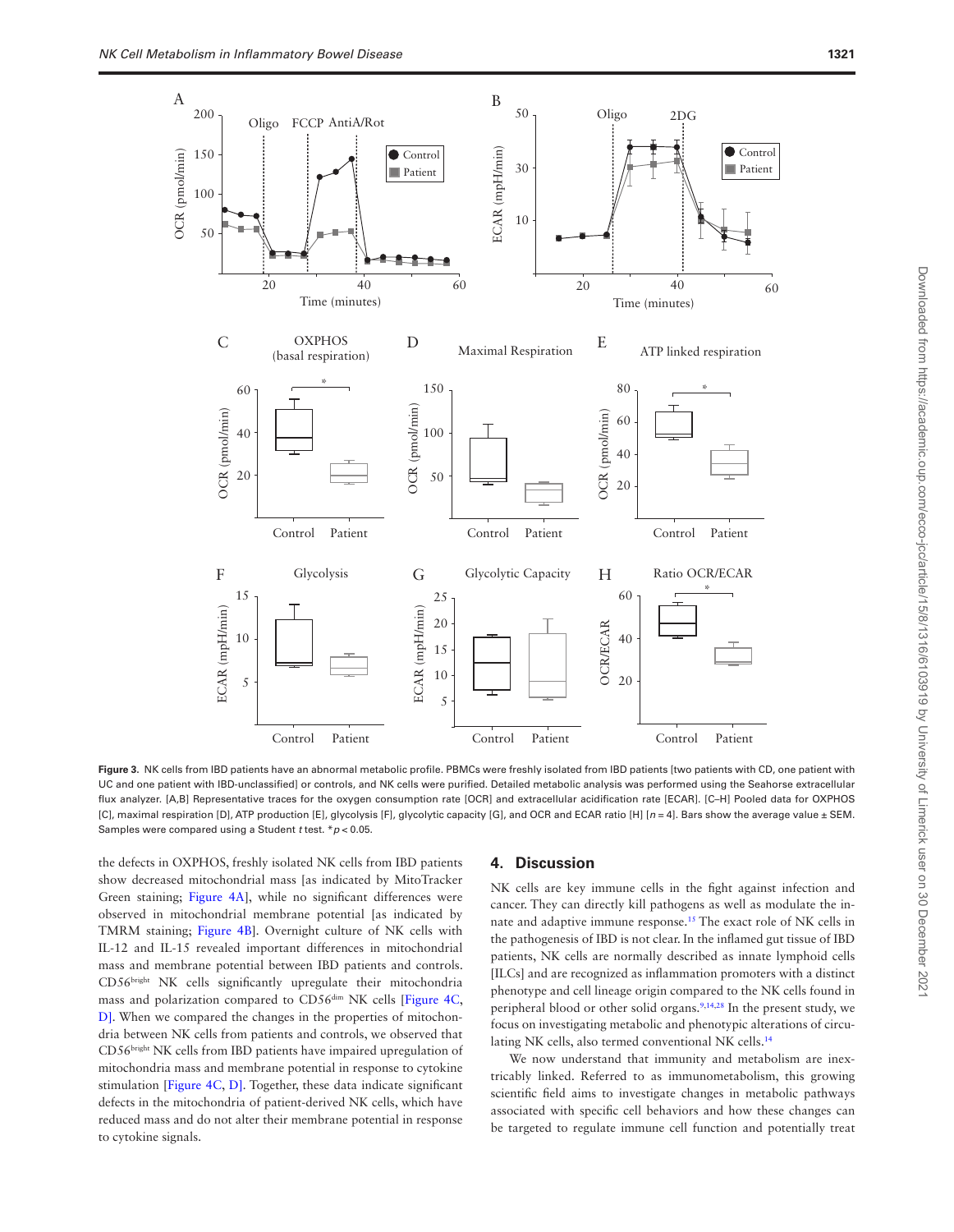**Figure 3.** NK cells from IBD patients have an abnormal metabolic profile. PBMCs were freshly isolated from IBD patients [two patients with CD, one patient with UC and one patient with IBD-unclassified] or controls, and NK cells were purified. Detailed metabolic analysis was performed using the Seahorse extracellular flux analyzer. [A,B] Representative traces for the oxygen consumption rate [OCR] and extracellular acidification rate [ECAR]. [C–H] Pooled data for OXPHOS [C], maximal respiration [D], ATP production [E], glycolysis [F], glycolytic capacity [G], and OCR and ECAR ratio [H] [$n = 4$]. Bars show the average value ± SEM. Samples were compared using a Student $t$ test. *$p < 0.05$.

the defects in OXPHOS, freshly isolated NK cells from IBD patients show decreased mitochondrial mass [as indicated by MitoTracker Green staining; Figure 4A], while no significant differences were observed in mitochondrial membrane potential [as indicated by TMRM staining; Figure 4B]. Overnight culture of NK cells with IL-12 and IL-15 revealed important differences in mitochondrial mass and membrane potential between IBD patients and controls. CD56$^{bright}$ NK cells significantly upregulate their mitochondria mass and polarization compared to CD56$^{dim}$ NK cells [Figure 4C, D]. When we compared the changes in the properties of mitochondria between NK cells from patients and controls, we observed that CD56$^{bright}$ NK cells from IBD patients have impaired upregulation of mitochondria mass and membrane potential in response to cytokine stimulation [Figure 4C, D]. Together, these data indicate significant defects in the mitochondria of patient-derived NK cells, which have reduced mass and do not alter their membrane potential in response to cytokine signals.

## 4. Discussion

NK cells are key immune cells in the fight against infection and cancer. They can directly kill pathogens as well as modulate the innate and adaptive immune response.[15] The exact role of NK cells in the pathogenesis of IBD is not clear. In the inflamed gut tissue of IBD patients, NK cells are normally described as innate lymphoid cells [ILCs] and are recognized as inflammation promoters with a distinct phenotype and cell lineage origin compared to the NK cells found in peripheral blood or other solid organs.[9,14,28] In the present study, we focus on investigating metabolic and phenotypic alterations of circulating NK cells, also termed conventional NK cells.[14]

We now understand that immunity and metabolism are inextricably linked. Referred to as immunometabolism, this growing scientific field aims to investigate changes in metabolic pathways associated with specific cell behaviors and how these changes can be targeted to regulate immune cell function and potentially treat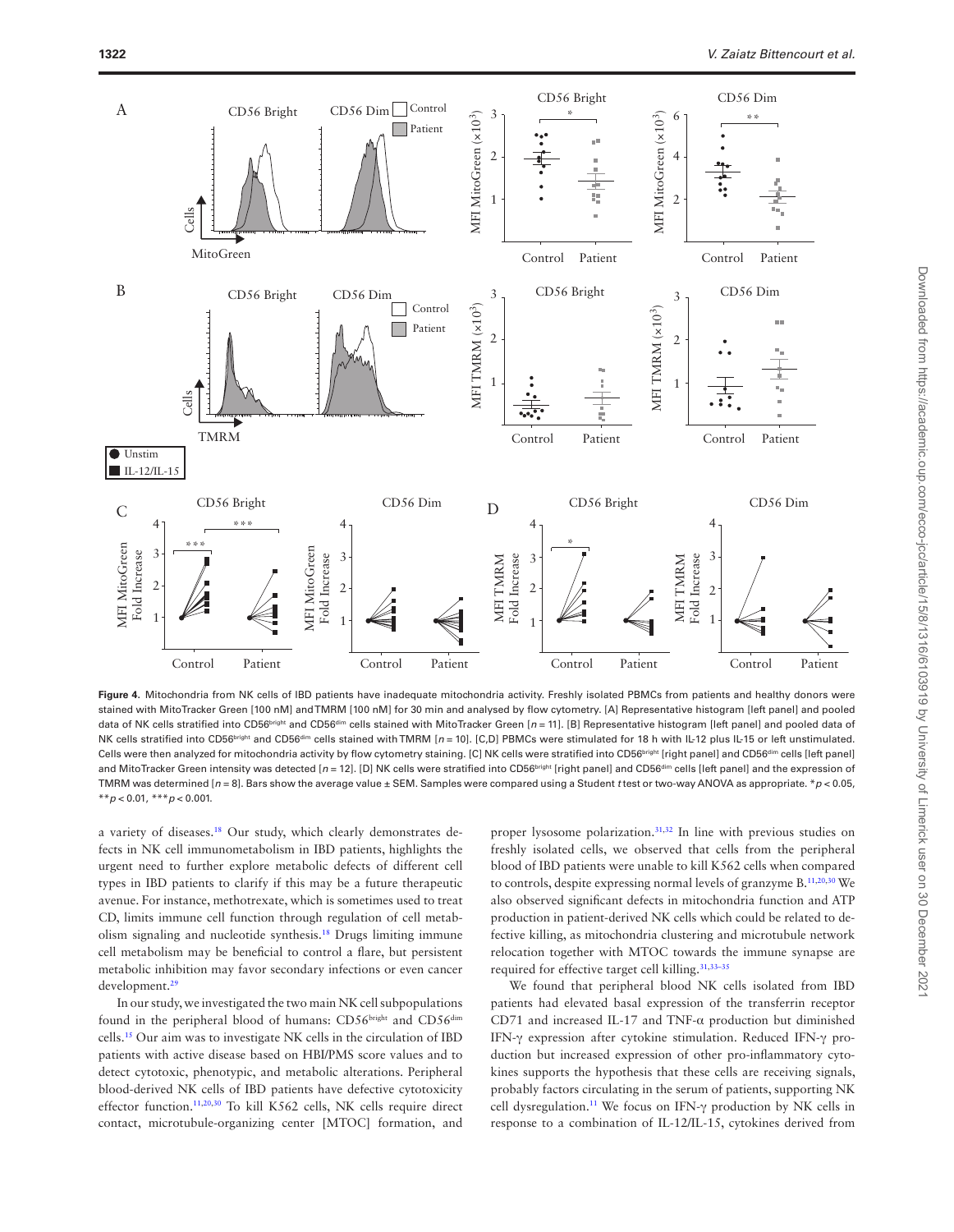**Figure 4.** Mitochondria from NK cells of IBD patients have inadequate mitochondria activity. Freshly isolated PBMCs from patients and healthy donors were stained with MitoTracker Green [100 nM] and TMRM [100 nM] for 30 min and analysed by flow cytometry. [A] Representative histogram [left panel] and pooled data of NK cells stratified into CD56[bright] and CD56[dim] cells stained with MitoTracker Green [$n = 11$]. [B] Representative histogram [left panel] and pooled data of NK cells stratified into CD56[bright] and CD56[dim] cells stained with TMRM [$n = 10$]. [C,D] PBMCs were stimulated for 18 h with IL-12 plus IL-15 or left unstimulated. Cells were then analyzed for mitochondria activity by flow cytometry staining. [C] NK cells were stratified into CD56[bright] [right panel] and CD56[dim] cells [left panel] and MitoTracker Green intensity was detected [$n = 12$]. [D] NK cells were stratified into CD56[bright] [right panel] and CD56[dim] cells [left panel] and the expression of TMRM was determined [$n = 8$]. Bars show the average value ± SEM. Samples were compared using a Student $t$ test or two-way ANOVA as appropriate. *$p < 0.05$, **$p < 0.01$, ***$p < 0.001$.

a variety of diseases.[18] Our study, which clearly demonstrates defects in NK cell immunometabolism in IBD patients, highlights the urgent need to further explore metabolic defects of different cell types in IBD patients to clarify if this may be a future therapeutic avenue. For instance, methotrexate, which is sometimes used to treat CD, limits immune cell function through regulation of cell metabolism signaling and nucleotide synthesis.[18] Drugs limiting immune cell metabolism may be beneficial to control a flare, but persistent metabolic inhibition may favor secondary infections or even cancer development.[29]

In our study, we investigated the two main NK cell subpopulations found in the peripheral blood of humans: CD56[bright] and CD56[dim] cells.[15] Our aim was to investigate NK cells in the circulation of IBD patients with active disease based on HBI/PMS score values and to detect cytotoxic, phenotypic, and metabolic alterations. Peripheral blood-derived NK cells of IBD patients have defective cytotoxicity effector function.[11,20,30] To kill K562 cells, NK cells require direct contact, microtubule-organizing center [MTOC] formation, and proper lysosome polarization.[31,32] In line with previous studies on freshly isolated cells, we observed that cells from the peripheral blood of IBD patients were unable to kill K562 cells when compared to controls, despite expressing normal levels of granzyme B.[11,20,30] We also observed significant defects in mitochondria function and ATP production in patient-derived NK cells which could be related to defective killing, as mitochondria clustering and microtubule network relocation together with MTOC towards the immune synapse are required for effective target cell killing.[31,33–35]

We found that peripheral blood NK cells isolated from IBD patients had elevated basal expression of the transferrin receptor CD71 and increased IL-17 and TNF-α production but diminished IFN-γ expression after cytokine stimulation. Reduced IFN-γ production but increased expression of other pro-inflammatory cytokines supports the hypothesis that these cells are receiving signals, probably factors circulating in the serum of patients, supporting NK cell dysregulation.[11] We focus on IFN-γ production by NK cells in response to a combination of IL-12/IL-15, cytokines derived from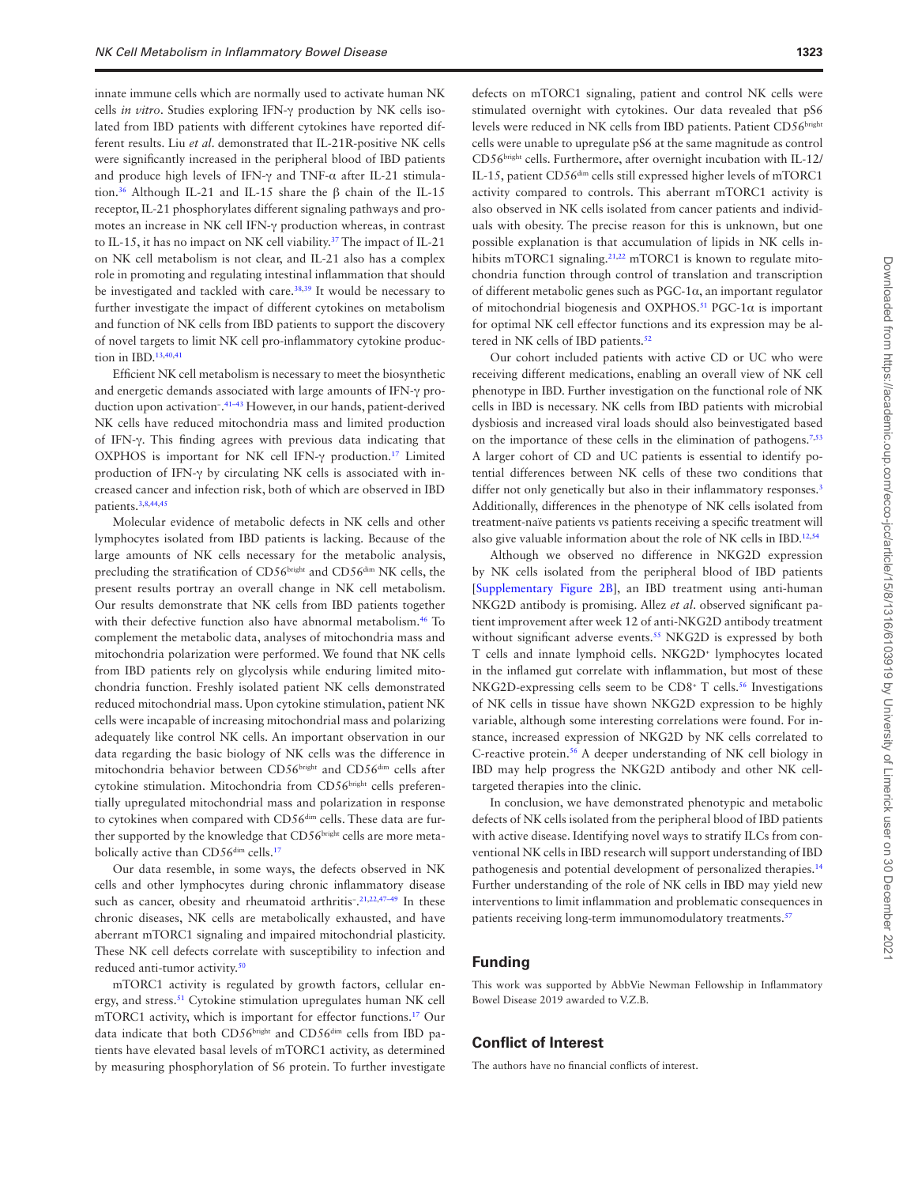innate immune cells which are normally used to activate human NK cells *in vitro*. Studies exploring IFN-γ production by NK cells isolated from IBD patients with different cytokines have reported different results. Liu *et al*. demonstrated that IL-21R-positive NK cells were significantly increased in the peripheral blood of IBD patients and produce high levels of IFN-γ and TNF-α after IL-21 stimulation.[36] Although IL-21 and IL-15 share the β chain of the IL-15 receptor, IL-21 phosphorylates different signaling pathways and promotes an increase in NK cell IFN-γ production whereas, in contrast to IL-15, it has no impact on NK cell viability.[37] The impact of IL-21 on NK cell metabolism is not clear, and IL-21 also has a complex role in promoting and regulating intestinal inflammation that should be investigated and tackled with care.[38,39] It would be necessary to further investigate the impact of different cytokines on metabolism and function of NK cells from IBD patients to support the discovery of novel targets to limit NK cell pro-inflammatory cytokine production in IBD.[13,40,41]

Efficient NK cell metabolism is necessary to meet the biosynthetic and energetic demands associated with large amounts of IFN-γ production upon activation.[41–43] However, in our hands, patient-derived NK cells have reduced mitochondria mass and limited production of IFN-γ. This finding agrees with previous data indicating that OXPHOS is important for NK cell IFN-γ production.[17] Limited production of IFN-γ by circulating NK cells is associated with increased cancer and infection risk, both of which are observed in IBD patients.[3,8,44,45]

Molecular evidence of metabolic defects in NK cells and other lymphocytes isolated from IBD patients is lacking. Because of the large amounts of NK cells necessary for the metabolic analysis, precluding the stratification of CD56^bright and CD56^dim NK cells, the present results portray an overall change in NK cell metabolism. Our results demonstrate that NK cells from IBD patients together with their defective function also have abnormal metabolism.[46] To complement the metabolic data, analyses of mitochondria mass and mitochondria polarization were performed. We found that NK cells from IBD patients rely on glycolysis while enduring limited mitochondria function. Freshly isolated patient NK cells demonstrated reduced mitochondrial mass. Upon cytokine stimulation, patient NK cells were incapable of increasing mitochondrial mass and polarizing adequately like control NK cells. An important observation in our data regarding the basic biology of NK cells was the difference in mitochondria behavior between CD56^bright and CD56^dim cells after cytokine stimulation. Mitochondria from CD56^bright cells preferentially upregulated mitochondrial mass and polarization in response to cytokines when compared with CD56^dim cells. These data are further supported by the knowledge that CD56^bright cells are more metabolically active than CD56^dim cells.[17]

Our data resemble, in some ways, the defects observed in NK cells and other lymphocytes during chronic inflammatory disease such as cancer, obesity and rheumatoid arthritis.[21,22,47–49] In these chronic diseases, NK cells are metabolically exhausted, and have aberrant mTORC1 signaling and impaired mitochondrial plasticity. These NK cell defects correlate with susceptibility to infection and reduced anti-tumor activity.[50]

mTORC1 activity is regulated by growth factors, cellular energy, and stress.[51] Cytokine stimulation upregulates human NK cell mTORC1 activity, which is important for effector functions.[17] Our data indicate that both CD56^bright and CD56^dim cells from IBD patients have elevated basal levels of mTORC1 activity, as determined by measuring phosphorylation of S6 protein. To further investigate defects on mTORC1 signaling, patient and control NK cells were stimulated overnight with cytokines. Our data revealed that pS6 levels were reduced in NK cells from IBD patients. Patient CD56^bright cells were unable to upregulate pS6 at the same magnitude as control CD56^bright cells. Furthermore, after overnight incubation with IL-12/IL-15, patient CD56^dim cells still expressed higher levels of mTORC1 activity compared to controls. This aberrant mTORC1 activity is also observed in NK cells isolated from cancer patients and individuals with obesity. The precise reason for this is unknown, but one possible explanation is that accumulation of lipids in NK cells inhibits mTORC1 signaling.[21,22] mTORC1 is known to regulate mitochondria function through control of translation and transcription of different metabolic genes such as PGC-1α, an important regulator of mitochondrial biogenesis and OXPHOS.[51] PGC-1α is important for optimal NK cell effector functions and its expression may be altered in NK cells of IBD patients.[52]

Our cohort included patients with active CD or UC who were receiving different medications, enabling an overall view of NK cell phenotype in IBD. Further investigation on the functional role of NK cells in IBD is necessary. NK cells from IBD patients with microbial dysbiosis and increased viral loads should also beinvestigated based on the importance of these cells in the elimination of pathogens.[7,53] A larger cohort of CD and UC patients is essential to identify potential differences between NK cells of these two conditions that differ not only genetically but also in their inflammatory responses.[3] Additionally, differences in the phenotype of NK cells isolated from treatment-naïve patients vs patients receiving a specific treatment will also give valuable information about the role of NK cells in IBD.[12,54]

Although we observed no difference in NKG2D expression by NK cells isolated from the peripheral blood of IBD patients [Supplementary Figure 2B], an IBD treatment using anti-human NKG2D antibody is promising. Allez *et al*. observed significant patient improvement after week 12 of anti-NKG2D antibody treatment without significant adverse events.[55] NKG2D is expressed by both T cells and innate lymphoid cells. NKG2D^+ lymphocytes located in the inflamed gut correlate with inflammation, but most of these NKG2D-expressing cells seem to be CD8^+ T cells.[56] Investigations of NK cells in tissue have shown NKG2D expression to be highly variable, although some interesting correlations were found. For instance, increased expression of NKG2D by NK cells correlated to C-reactive protein.[56] A deeper understanding of NK cell biology in IBD may help progress the NKG2D antibody and other NK cell-targeted therapies into the clinic.

In conclusion, we have demonstrated phenotypic and metabolic defects of NK cells isolated from the peripheral blood of IBD patients with active disease. Identifying novel ways to stratify ILCs from conventional NK cells in IBD research will support understanding of IBD pathogenesis and potential development of personalized therapies.[14] Further understanding of the role of NK cells in IBD may yield new interventions to limit inflammation and problematic consequences in patients receiving long-term immunomodulatory treatments.[57]

## Funding

This work was supported by AbbVie Newman Fellowship in Inflammatory Bowel Disease 2019 awarded to V.Z.B.

## Conflict of Interest

The authors have no financial conflicts of interest.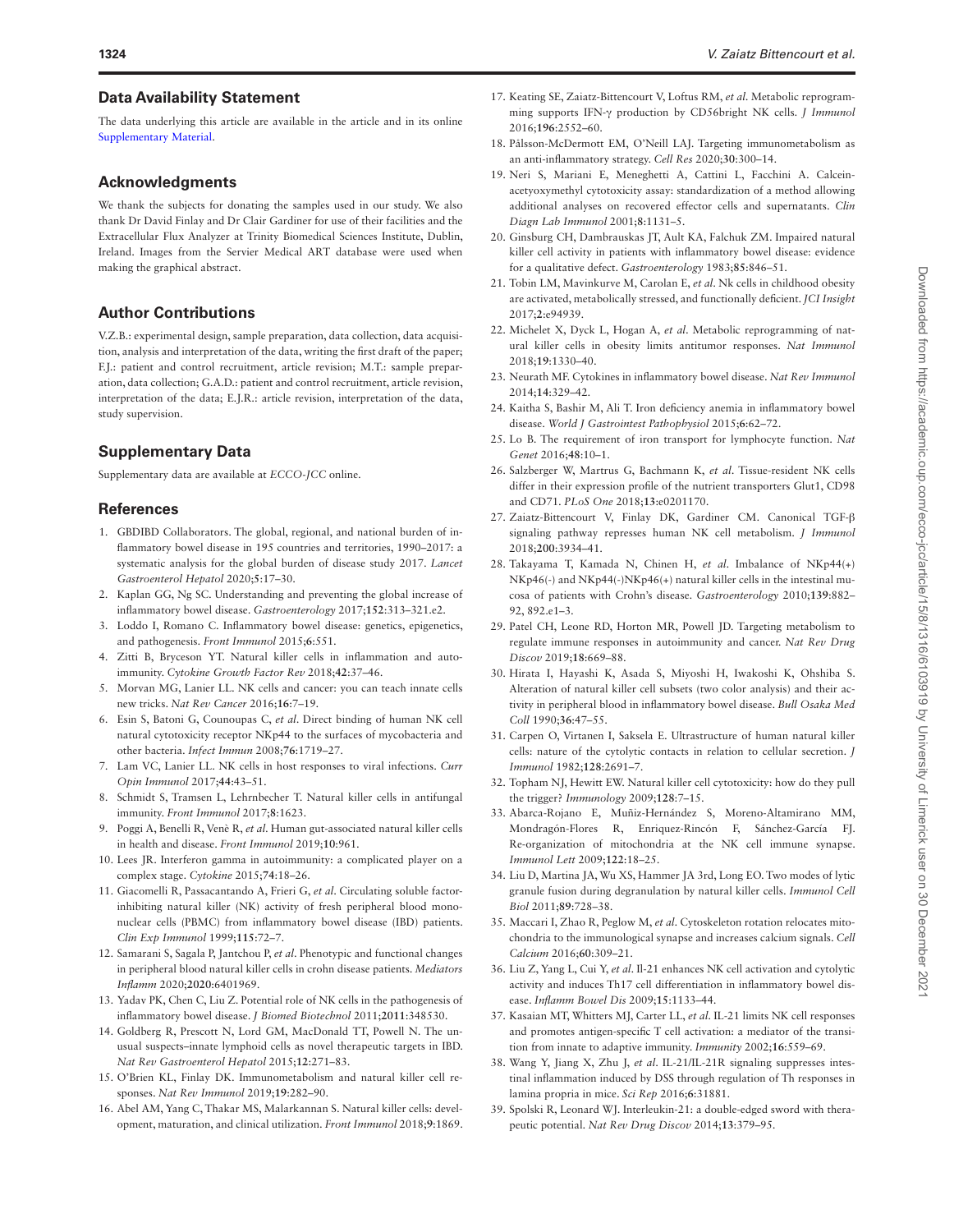## Data Availability Statement

The data underlying this article are available in the article and in its online Supplementary Material.

## Acknowledgments

We thank the subjects for donating the samples used in our study. We also thank Dr David Finlay and Dr Clair Gardiner for use of their facilities and the Extracellular Flux Analyzer at Trinity Biomedical Sciences Institute, Dublin, Ireland. Images from the Servier Medical ART database were used when making the graphical abstract.

## Author Contributions

V.Z.B.: experimental design, sample preparation, data collection, data acquisition, analysis and interpretation of the data, writing the first draft of the paper; F.J.: patient and control recruitment, article revision; M.T.: sample preparation, data collection; G.A.D.: patient and control recruitment, article revision, interpretation of the data; E.J.R.: article revision, interpretation of the data, study supervision.

## Supplementary Data

Supplementary data are available at *ECCO-JCC* online.

## References

1. GBDIBD Collaborators. The global, regional, and national burden of inflammatory bowel disease in 195 countries and territories, 1990–2017: a systematic analysis for the global burden of disease study 2017. *Lancet Gastroenterol Hepatol* 2020;**5**:17–30.
2. Kaplan GG, Ng SC. Understanding and preventing the global increase of inflammatory bowel disease. *Gastroenterology* 2017;**152**:313–321.e2.
3. Loddo I, Romano C. Inflammatory bowel disease: genetics, epigenetics, and pathogenesis. *Front Immunol* 2015;**6**:551.
4. Zitti B, Bryceson YT. Natural killer cells in inflammation and autoimmunity. *Cytokine Growth Factor Rev* 2018;**42**:37–46.
5. Morvan MG, Lanier LL. NK cells and cancer: you can teach innate cells new tricks. *Nat Rev Cancer* 2016;**16**:7–19.
6. Esin S, Batoni G, Counoupas C, *et al*. Direct binding of human NK cell natural cytotoxicity receptor NKp44 to the surfaces of mycobacteria and other bacteria. *Infect Immun* 2008;**76**:1719–27.
7. Lam VC, Lanier LL. NK cells in host responses to viral infections. *Curr Opin Immunol* 2017;**44**:43–51.
8. Schmidt S, Tramsen L, Lehrnbecher T. Natural killer cells in antifungal immunity. *Front Immunol* 2017;**8**:1623.
9. Poggi A, Benelli R, Venè R, *et al*. Human gut-associated natural killer cells in health and disease. *Front Immunol* 2019;**10**:961.
10. Lees JR. Interferon gamma in autoimmunity: a complicated player on a complex stage. *Cytokine* 2015;**74**:18–26.
11. Giacomelli R, Passacantando A, Frieri G, *et al*. Circulating soluble factor-inhibiting natural killer (NK) activity of fresh peripheral blood mononuclear cells (PBMC) from inflammatory bowel disease (IBD) patients. *Clin Exp Immunol* 1999;**115**:72–7.
12. Samarani S, Sagala P, Jantchou P, *et al*. Phenotypic and functional changes in peripheral blood natural killer cells in crohn disease patients. *Mediators Inflamm* 2020;**2020**:6401969.
13. Yadav PK, Chen C, Liu Z. Potential role of NK cells in the pathogenesis of inflammatory bowel disease. *J Biomed Biotechnol* 2011;**2011**:348530.
14. Goldberg R, Prescott N, Lord GM, MacDonald TT, Powell N. The unusual suspects–innate lymphoid cells as novel therapeutic targets in IBD. *Nat Rev Gastroenterol Hepatol* 2015;**12**:271–83.
15. O'Brien KL, Finlay DK. Immunometabolism and natural killer cell responses. *Nat Rev Immunol* 2019;**19**:282–90.
16. Abel AM, Yang C, Thakar MS, Malarkannan S. Natural killer cells: development, maturation, and clinical utilization. *Front Immunol* 2018;**9**:1869.
17. Keating SE, Zaiatz-Bittencourt V, Loftus RM, *et al*. Metabolic reprogramming supports IFN-γ production by CD56bright NK cells. *J Immunol* 2016;**196**:2552–60.
18. Pålsson-McDermott EM, O'Neill LAJ. Targeting immunometabolism as an anti-inflammatory strategy. *Cell Res* 2020;**30**:300–14.
19. Neri S, Mariani E, Meneghetti A, Cattini L, Facchini A. Calcein-acetyoxymethyl cytotoxicity assay: standardization of a method allowing additional analyses on recovered effector cells and supernatants. *Clin Diagn Lab Immunol* 2001;**8**:1131–5.
20. Ginsburg CH, Dambrauskas JT, Ault KA, Falchuk ZM. Impaired natural killer cell activity in patients with inflammatory bowel disease: evidence for a qualitative defect. *Gastroenterology* 1983;**85**:846–51.
21. Tobin LM, Mavinkurve M, Carolan E, *et al*. Nk cells in childhood obesity are activated, metabolically stressed, and functionally deficient. *JCI Insight* 2017;**2**:e94939.
22. Michelet X, Dyck L, Hogan A, *et al*. Metabolic reprogramming of natural killer cells in obesity limits antitumor responses. *Nat Immunol* 2018;**19**:1330–40.
23. Neurath MF. Cytokines in inflammatory bowel disease. *Nat Rev Immunol* 2014;**14**:329–42.
24. Kaitha S, Bashir M, Ali T. Iron deficiency anemia in inflammatory bowel disease. *World J Gastrointest Pathophysiol* 2015;**6**:62–72.
25. Lo B. The requirement of iron transport for lymphocyte function. *Nat Genet* 2016;**48**:10–1.
26. Salzberger W, Martrus G, Bachmann K, *et al*. Tissue-resident NK cells differ in their expression profile of the nutrient transporters Glut1, CD98 and CD71. *PLoS One* 2018;**13**:e0201170.
27. Zaiatz-Bittencourt V, Finlay DK, Gardiner CM. Canonical TGF-β signaling pathway represses human NK cell metabolism. *J Immunol* 2018;**200**:3934–41.
28. Takayama T, Kamada N, Chinen H, *et al*. Imbalance of NKp44(+) NKp46(-) and NKp44(-)NKp46(+) natural killer cells in the intestinal mucosa of patients with Crohn's disease. *Gastroenterology* 2010;**139**:882–92, 892.e1–3.
29. Patel CH, Leone RD, Horton MR, Powell JD. Targeting metabolism to regulate immune responses in autoimmunity and cancer. *Nat Rev Drug Discov* 2019;**18**:669–88.
30. Hirata I, Hayashi K, Asada S, Miyoshi H, Iwakoshi K, Ohshiba S. Alteration of natural killer cell subsets (two color analysis) and their activity in peripheral blood in inflammatory bowel disease. *Bull Osaka Med Coll* 1990;**36**:47–55.
31. Carpen O, Virtanen I, Saksela E. Ultrastructure of human natural killer cells: nature of the cytolytic contacts in relation to cellular secretion. *J Immunol* 1982;**128**:2691–7.
32. Topham NJ, Hewitt EW. Natural killer cell cytotoxicity: how do they pull the trigger? *Immunology* 2009;**128**:7–15.
33. Abarca-Rojano E, Muñiz-Hernández S, Moreno-Altamirano MM, Mondragón-Flores R, Enriquez-Rincón F, Sánchez-García FJ. Re-organization of mitochondria at the NK cell immune synapse. *Immunol Lett* 2009;**122**:18–25.
34. Liu D, Martina JA, Wu XS, Hammer JA 3rd, Long EO. Two modes of lytic granule fusion during degranulation by natural killer cells. *Immunol Cell Biol* 2011;**89**:728–38.
35. Maccari I, Zhao R, Peglow M, *et al*. Cytoskeleton rotation relocates mitochondria to the immunological synapse and increases calcium signals. *Cell Calcium* 2016;**60**:309–21.
36. Liu Z, Yang L, Cui Y, *et al*. Il-21 enhances NK cell activation and cytolytic activity and induces Th17 cell differentiation in inflammatory bowel disease. *Inflamm Bowel Dis* 2009;**15**:1133–44.
37. Kasaian MT, Whitters MJ, Carter LL, *et al*. IL-21 limits NK cell responses and promotes antigen-specific T cell activation: a mediator of the transition from innate to adaptive immunity. *Immunity* 2002;**16**:559–69.
38. Wang Y, Jiang X, Zhu J, *et al*. IL-21/IL-21R signaling suppresses intestinal inflammation induced by DSS through regulation of Th responses in lamina propria in mice. *Sci Rep* 2016;**6**:31881.
39. Spolski R, Leonard WJ. Interleukin-21: a double-edged sword with therapeutic potential. *Nat Rev Drug Discov* 2014;**13**:379–95.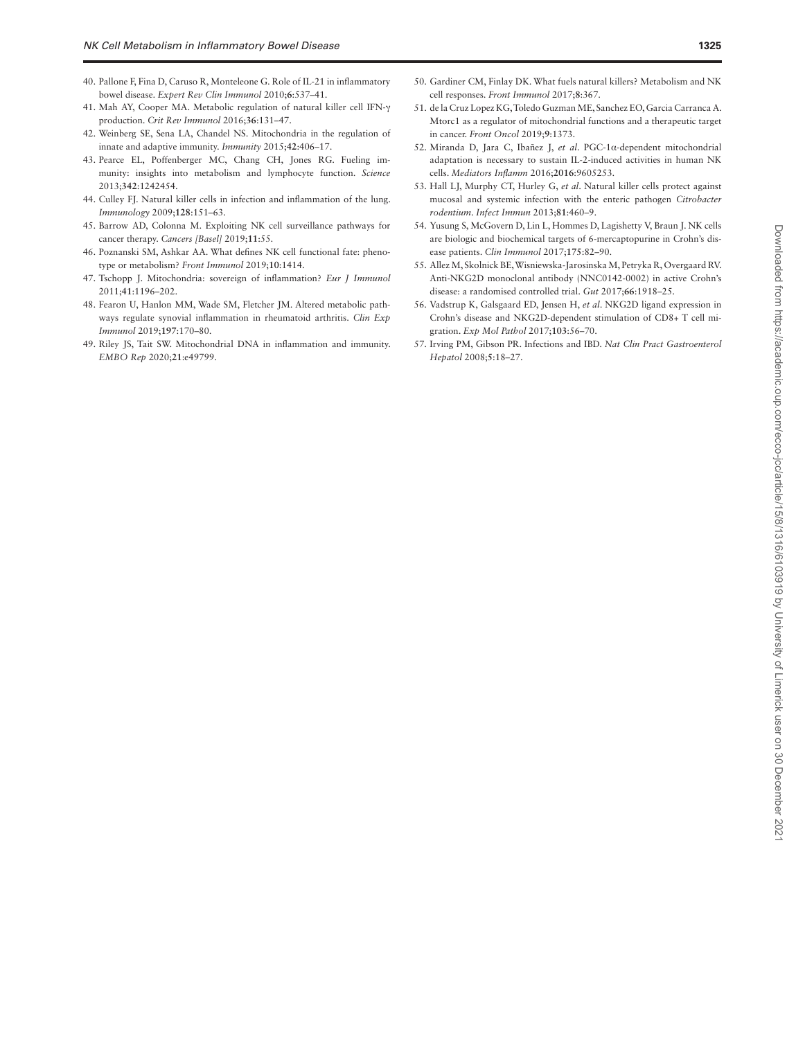40. Pallone F, Fina D, Caruso R, Monteleone G. Role of IL-21 in inflammatory bowel disease. *Expert Rev Clin Immunol* 2010;**6**:537–41.
41. Mah AY, Cooper MA. Metabolic regulation of natural killer cell IFN-γ production. *Crit Rev Immunol* 2016;**36**:131–47.
42. Weinberg SE, Sena LA, Chandel NS. Mitochondria in the regulation of innate and adaptive immunity. *Immunity* 2015;**42**:406–17.
43. Pearce EL, Poffenberger MC, Chang CH, Jones RG. Fueling immunity: insights into metabolism and lymphocyte function. *Science* 2013;**342**:1242454.
44. Culley FJ. Natural killer cells in infection and inflammation of the lung. *Immunology* 2009;**128**:151–63.
45. Barrow AD, Colonna M. Exploiting NK cell surveillance pathways for cancer therapy. *Cancers [Basel]* 2019;**11**:55.
46. Poznanski SM, Ashkar AA. What defines NK cell functional fate: phenotype or metabolism? *Front Immunol* 2019;**10**:1414.
47. Tschopp J. Mitochondria: sovereign of inflammation? *Eur J Immunol* 2011;**41**:1196–202.
48. Fearon U, Hanlon MM, Wade SM, Fletcher JM. Altered metabolic pathways regulate synovial inflammation in rheumatoid arthritis. *Clin Exp Immunol* 2019;**197**:170–80.
49. Riley JS, Tait SW. Mitochondrial DNA in inflammation and immunity. *EMBO Rep* 2020;**21**:e49799.
50. Gardiner CM, Finlay DK. What fuels natural killers? Metabolism and NK cell responses. *Front Immunol* 2017;**8**:367.
51. de la Cruz Lopez KG, Toledo Guzman ME, Sanchez EO, Garcia Carranca A. Mtorc1 as a regulator of mitochondrial functions and a therapeutic target in cancer. *Front Oncol* 2019;**9**:1373.
52. Miranda D, Jara C, Ibañez J, *et al*. PGC-1α-dependent mitochondrial adaptation is necessary to sustain IL-2-induced activities in human NK cells. *Mediators Inflamm* 2016;**2016**:9605253.
53. Hall LJ, Murphy CT, Hurley G, *et al*. Natural killer cells protect against mucosal and systemic infection with the enteric pathogen *Citrobacter rodentium*. *Infect Immun* 2013;**81**:460–9.
54. Yusung S, McGovern D, Lin L, Hommes D, Lagishetty V, Braun J. NK cells are biologic and biochemical targets of 6-mercaptopurine in Crohn's disease patients. *Clin Immunol* 2017;**175**:82–90.
55. Allez M, Skolnick BE, Wisniewska-Jarosinska M, Petryka R, Overgaard RV. Anti-NKG2D monoclonal antibody (NNC0142-0002) in active Crohn's disease: a randomised controlled trial. *Gut* 2017;**66**:1918–25.
56. Vadstrup K, Galsgaard ED, Jensen H, *et al*. NKG2D ligand expression in Crohn's disease and NKG2D-dependent stimulation of CD8+ T cell migration. *Exp Mol Pathol* 2017;**103**:56–70.
57. Irving PM, Gibson PR. Infections and IBD. *Nat Clin Pract Gastroenterol Hepatol* 2008;**5**:18–27.